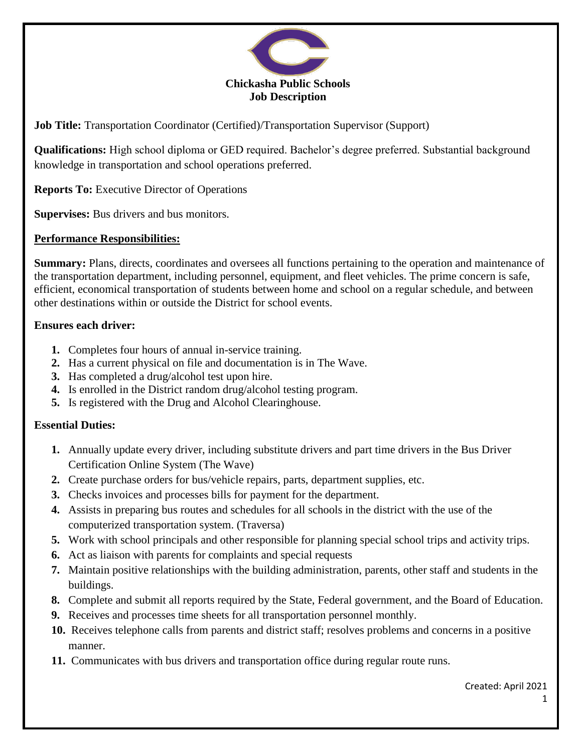# Chickasha Public Schools
## Job Description

**Job Title:** Transportation Coordinator (Certified)/Transportation Supervisor (Support)

**Qualifications:** High school diploma or GED required. Bachelor's degree preferred. Substantial background knowledge in transportation and school operations preferred.

**Reports To:** Executive Director of Operations

**Supervises:** Bus drivers and bus monitors.

**Performance Responsibilities:**

**Summary:** Plans, directs, coordinates and oversees all functions pertaining to the operation and maintenance of the transportation department, including personnel, equipment, and fleet vehicles. The prime concern is safe, efficient, economical transportation of students between home and school on a regular schedule, and between other destinations within or outside the District for school events.

**Ensures each driver:**

1. Completes four hours of annual in-service training.
2. Has a current physical on file and documentation is in The Wave.
3. Has completed a drug/alcohol test upon hire.
4. Is enrolled in the District random drug/alcohol testing program.
5. Is registered with the Drug and Alcohol Clearinghouse.

**Essential Duties:**

1. Annually update every driver, including substitute drivers and part time drivers in the Bus Driver Certification Online System (The Wave)
2. Create purchase orders for bus/vehicle repairs, parts, department supplies, etc.
3. Checks invoices and processes bills for payment for the department.
4. Assists in preparing bus routes and schedules for all schools in the district with the use of the computerized transportation system. (Traversa)
5. Work with school principals and other responsible for planning special school trips and activity trips.
6. Act as liaison with parents for complaints and special requests
7. Maintain positive relationships with the building administration, parents, other staff and students in the buildings.
8. Complete and submit all reports required by the State, Federal government, and the Board of Education.
9. Receives and processes time sheets for all transportation personnel monthly.
10. Receives telephone calls from parents and district staff; resolves problems and concerns in a positive manner.
11. Communicates with bus drivers and transportation office during regular route runs.

Created: April 2021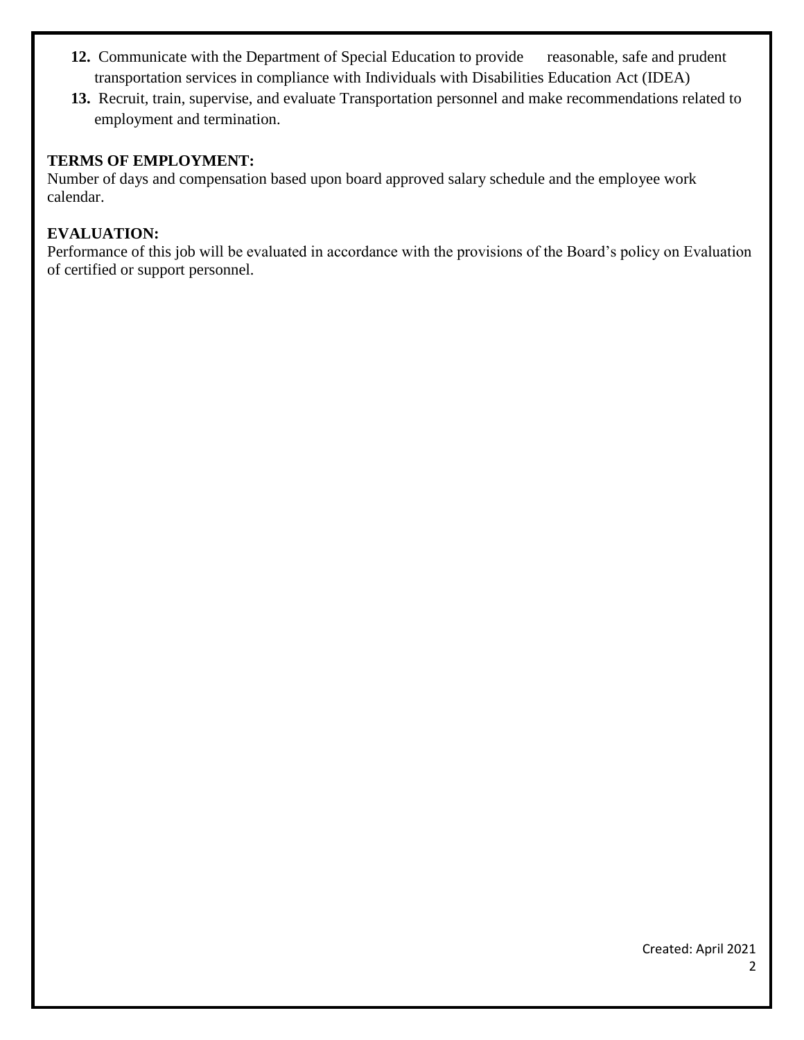12. Communicate with the Department of Special Education to provide reasonable, safe and prudent transportation services in compliance with Individuals with Disabilities Education Act (IDEA)
13. Recruit, train, supervise, and evaluate Transportation personnel and make recommendations related to employment and termination.

**TERMS OF EMPLOYMENT:**
Number of days and compensation based upon board approved salary schedule and the employee work calendar.

**EVALUATION:**
Performance of this job will be evaluated in accordance with the provisions of the Board's policy on Evaluation of certified or support personnel.

Created: April 2021